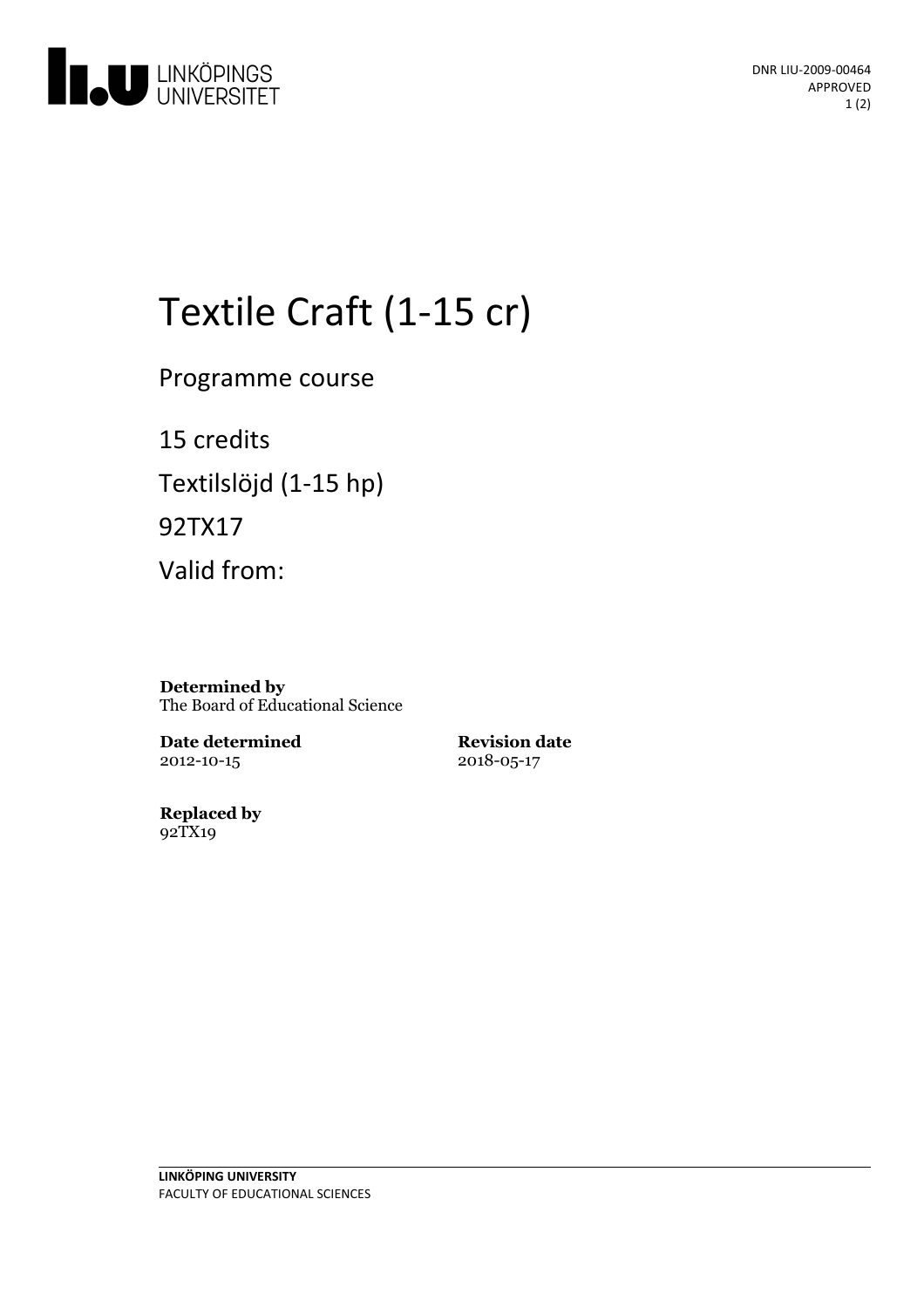DNR LIU-2009-00464
APPROVED

# Textile Craft (1-15 cr)

Programme course

15 credits

Textilslöjd (1-15 hp)

92TX17

Valid from:

**Determined by**
The Board of Educational Science

**Date determined**
2012-10-15

**Revision date**
2018-05-17

**Replaced by**
92TX19

**LINKÖPING UNIVERSITY**
FACULTY OF EDUCATIONAL SCIENCES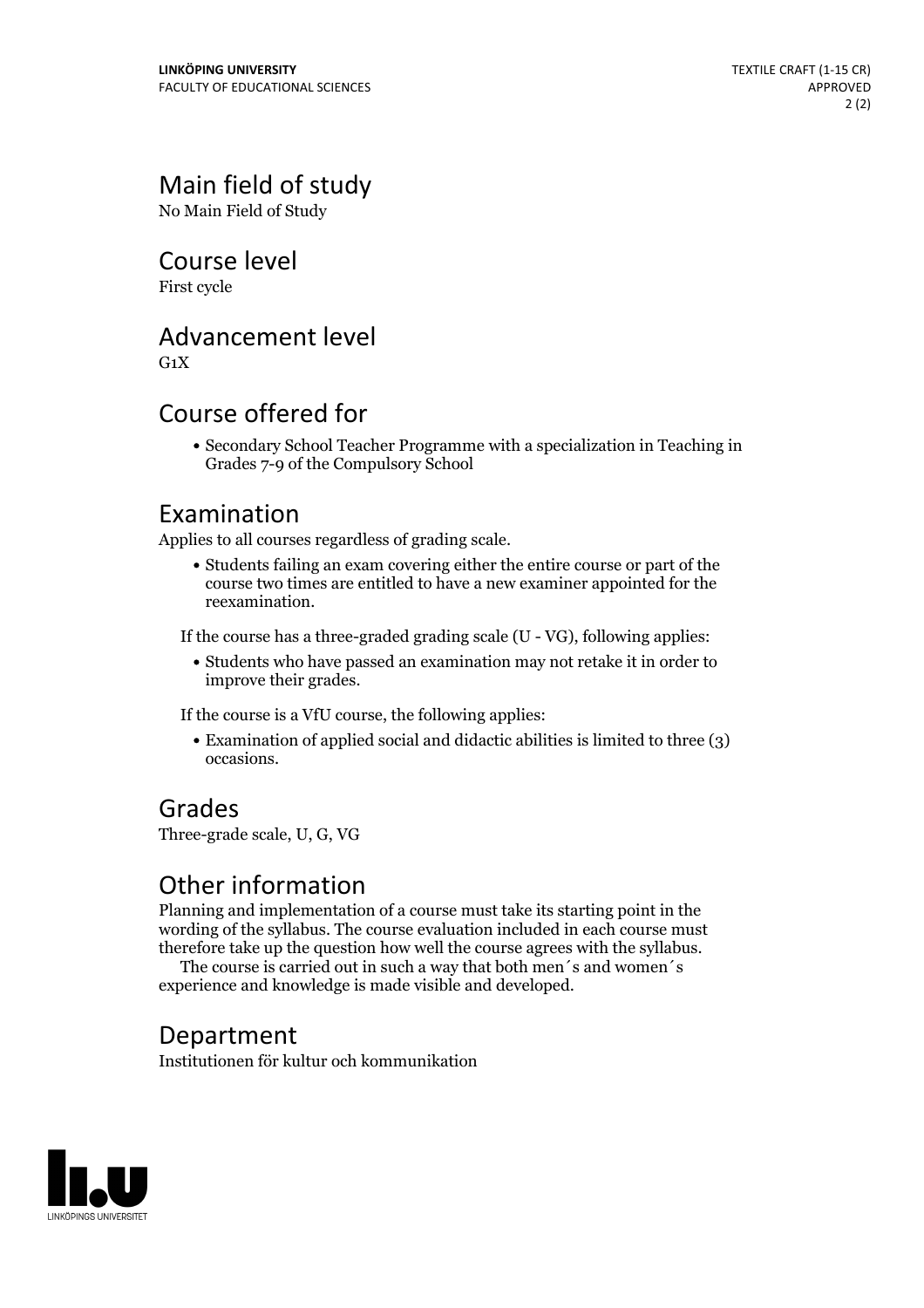## Main field of study

No Main Field of Study

## Course level

First cycle

## Advancement level

G1X

## Course offered for

- Secondary School Teacher Programme with a specialization in Teaching in Grades 7-9 of the Compulsory School

## Examination

Applies to all courses regardless of grading scale.

- Students failing an exam covering either the entire course or part of the course two times are entitled to have a new examiner appointed for the reexamination.

If the course has a three-graded grading scale (U - VG), following applies:

- Students who have passed an examination may not retake it in order to improve their grades.

If the course is a VfU course, the following applies:

- Examination of applied social and didactic abilities is limited to three (3) occasions.

## Grades

Three-grade scale, U, G, VG

## Other information

Planning and implementation of a course must take its starting point in the wording of the syllabus. The course evaluation included in each course must therefore take up the question how well the course agrees with the syllabus.

The course is carried out in such a way that both men´s and women´s experience and knowledge is made visible and developed.

## Department

Institutionen för kultur och kommunikation